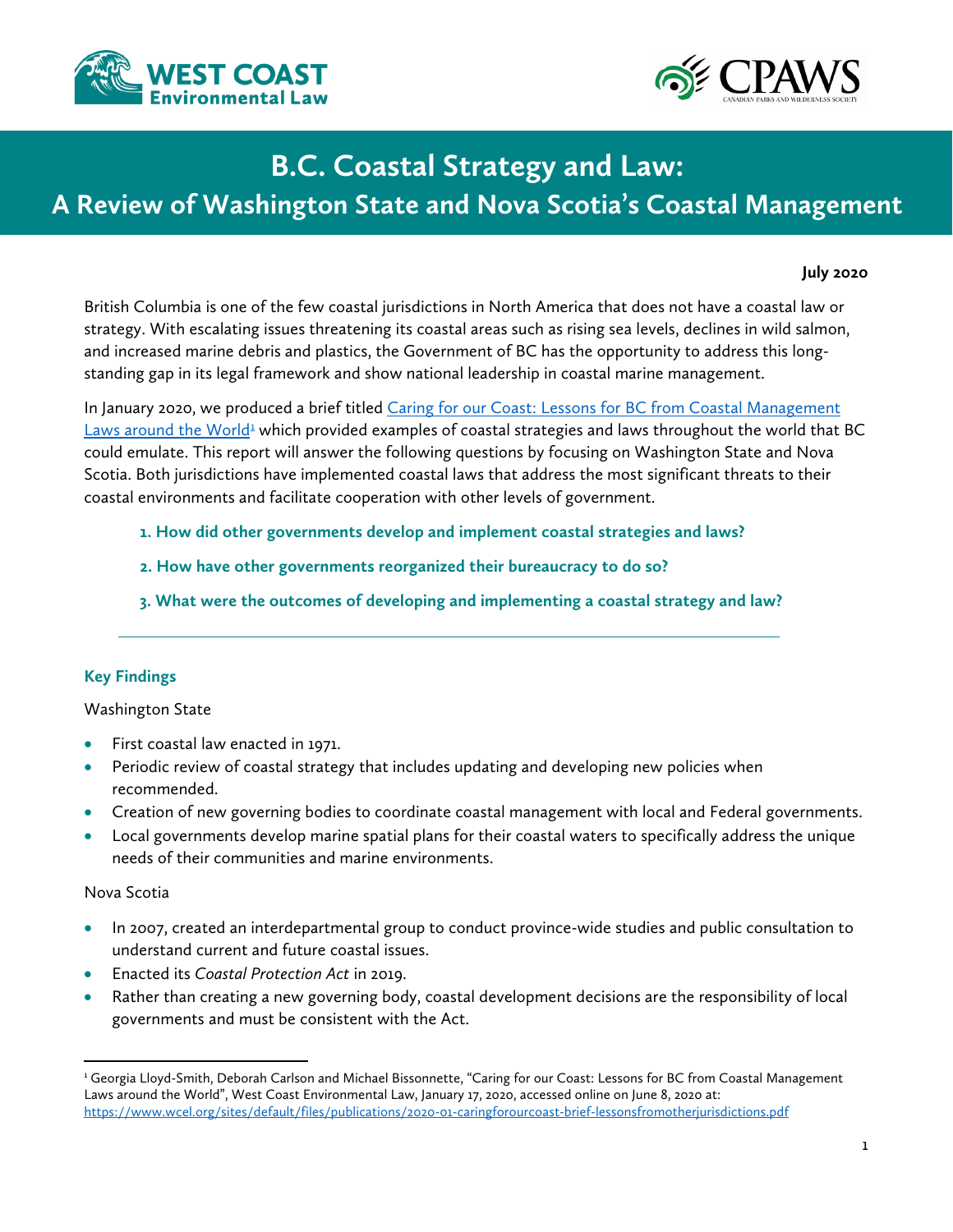# B.C. Coastal Strategy and Law:

## A Review of Washington State and Nova Scotia's Coastal Management

**July 2020**

British Columbia is one of the few coastal jurisdictions in North America that does not have a coastal law or strategy. With escalating issues threatening its coastal areas such as rising sea levels, declines in wild salmon, and increased marine debris and plastics, the Government of BC has the opportunity to address this long-standing gap in its legal framework and show national leadership in coastal marine management.

In January 2020, we produced a brief titled Caring for our Coast: Lessons for BC from Coastal Management Laws around the World[1] which provided examples of coastal strategies and laws throughout the world that BC could emulate. This report will answer the following questions by focusing on Washington State and Nova Scotia. Both jurisdictions have implemented coastal laws that address the most significant threats to their coastal environments and facilitate cooperation with other levels of government.

1. **How did other governments develop and implement coastal strategies and laws?**
2. **How have other governments reorganized their bureaucracy to do so?**
3. **What were the outcomes of developing and implementing a coastal strategy and law?**

---

### Key Findings

Washington State

- First coastal law enacted in 1971.
- Periodic review of coastal strategy that includes updating and developing new policies when recommended.
- Creation of new governing bodies to coordinate coastal management with local and Federal governments.
- Local governments develop marine spatial plans for their coastal waters to specifically address the unique needs of their communities and marine environments.

Nova Scotia

- In 2007, created an interdepartmental group to conduct province-wide studies and public consultation to understand current and future coastal issues.
- Enacted its *Coastal Protection Act* in 2019.
- Rather than creating a new governing body, coastal development decisions are the responsibility of local governments and must be consistent with the Act.

---

[1] Georgia Lloyd-Smith, Deborah Carlson and Michael Bissonnette, "Caring for our Coast: Lessons for BC from Coastal Management Laws around the World", West Coast Environmental Law, January 17, 2020, accessed online on June 8, 2020 at: https://www.wcel.org/sites/default/files/publications/2020-01-caringforourcoast-brief-lessonsfromotherjurisdictions.pdf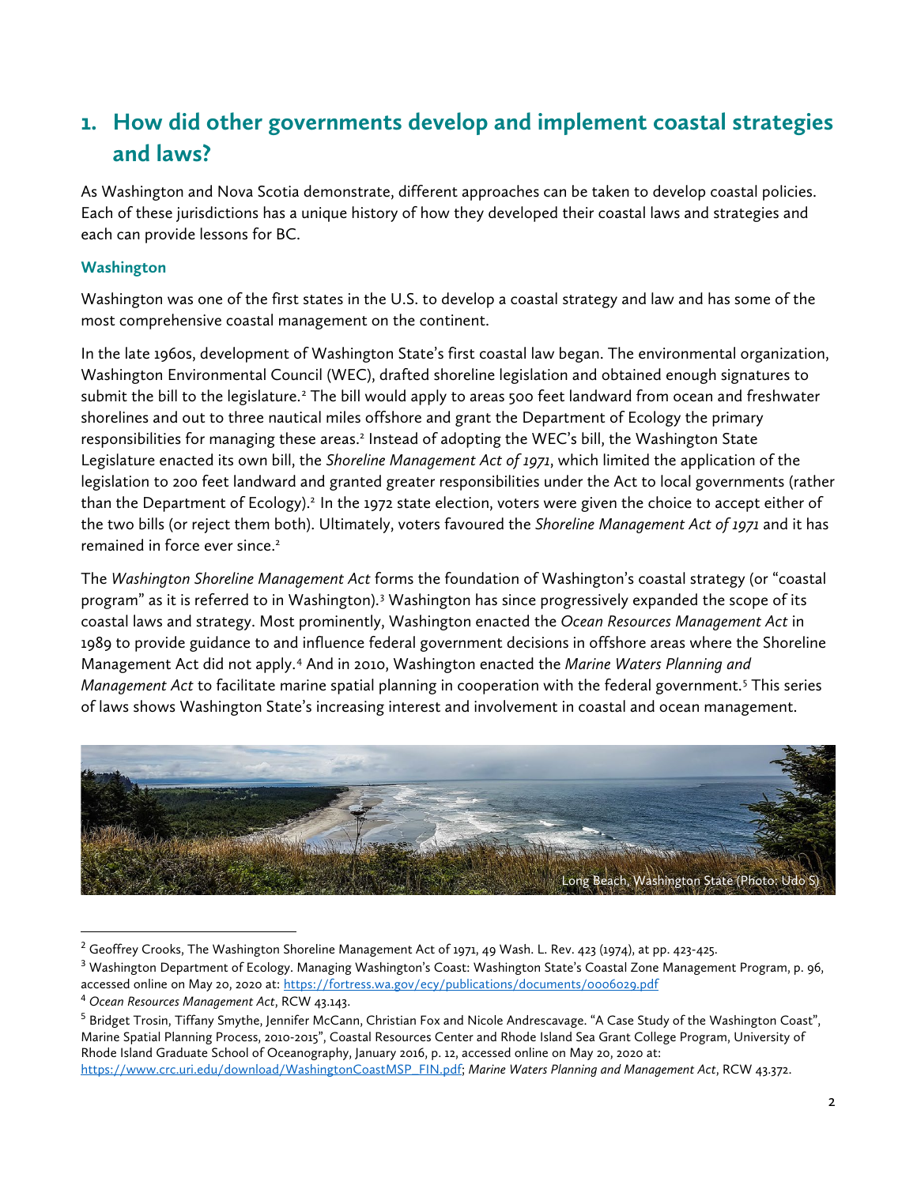## 1. How did other governments develop and implement coastal strategies and laws?

As Washington and Nova Scotia demonstrate, different approaches can be taken to develop coastal policies. Each of these jurisdictions has a unique history of how they developed their coastal laws and strategies and each can provide lessons for BC.

### Washington

Washington was one of the first states in the U.S. to develop a coastal strategy and law and has some of the most comprehensive coastal management on the continent.

In the late 1960s, development of Washington State's first coastal law began. The environmental organization, Washington Environmental Council (WEC), drafted shoreline legislation and obtained enough signatures to submit the bill to the legislature.[2] The bill would apply to areas 500 feet landward from ocean and freshwater shorelines and out to three nautical miles offshore and grant the Department of Ecology the primary responsibilities for managing these areas.[2] Instead of adopting the WEC's bill, the Washington State Legislature enacted its own bill, the *Shoreline Management Act of 1971*, which limited the application of the legislation to 200 feet landward and granted greater responsibilities under the Act to local governments (rather than the Department of Ecology).[2] In the 1972 state election, voters were given the choice to accept either of the two bills (or reject them both). Ultimately, voters favoured the *Shoreline Management Act of 1971* and it has remained in force ever since.[2]

The *Washington Shoreline Management Act* forms the foundation of Washington's coastal strategy (or "coastal program" as it is referred to in Washington).[3] Washington has since progressively expanded the scope of its coastal laws and strategy. Most prominently, Washington enacted the *Ocean Resources Management Act* in 1989 to provide guidance to and influence federal government decisions in offshore areas where the Shoreline Management Act did not apply.[4] And in 2010, Washington enacted the *Marine Waters Planning and Management Act* to facilitate marine spatial planning in cooperation with the federal government.[5] This series of laws shows Washington State's increasing interest and involvement in coastal and ocean management.

Long Beach, Washington State (Photo: Udo S)

[2] Geoffrey Crooks, The Washington Shoreline Management Act of 1971, 49 Wash. L. Rev. 423 (1974), at pp. 423-425.

[3] Washington Department of Ecology. Managing Washington's Coast: Washington State's Coastal Zone Management Program, p. 96, accessed online on May 20, 2020 at: https://fortress.wa.gov/ecy/publications/documents/0006029.pdf

[4] *Ocean Resources Management Act*, RCW 43.143.

[5] Bridget Trosin, Tiffany Smythe, Jennifer McCann, Christian Fox and Nicole Andrescavage. "A Case Study of the Washington Coast", Marine Spatial Planning Process, 2010-2015", Coastal Resources Center and Rhode Island Sea Grant College Program, University of Rhode Island Graduate School of Oceanography, January 2016, p. 12, accessed online on May 20, 2020 at: https://www.crc.uri.edu/download/WashingtonCoastMSP_FIN.pdf; *Marine Waters Planning and Management Act*, RCW 43.372.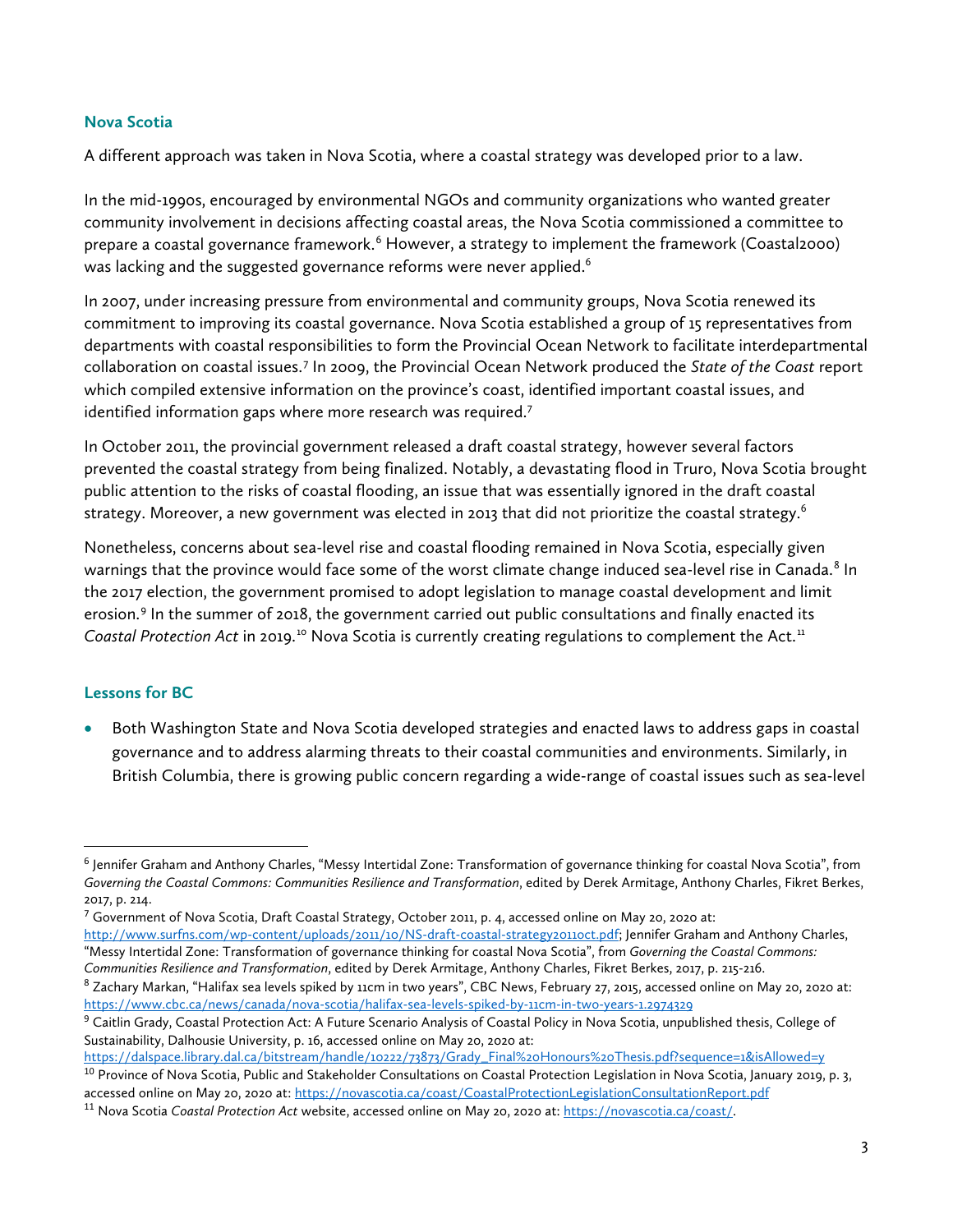## Nova Scotia

A different approach was taken in Nova Scotia, where a coastal strategy was developed prior to a law.

In the mid-1990s, encouraged by environmental NGOs and community organizations who wanted greater community involvement in decisions affecting coastal areas, the Nova Scotia commissioned a committee to prepare a coastal governance framework.[6] However, a strategy to implement the framework (Coastal2000) was lacking and the suggested governance reforms were never applied.[6]

In 2007, under increasing pressure from environmental and community groups, Nova Scotia renewed its commitment to improving its coastal governance. Nova Scotia established a group of 15 representatives from departments with coastal responsibilities to form the Provincial Ocean Network to facilitate interdepartmental collaboration on coastal issues.[7] In 2009, the Provincial Ocean Network produced the *State of the Coast* report which compiled extensive information on the province's coast, identified important coastal issues, and identified information gaps where more research was required.[7]

In October 2011, the provincial government released a draft coastal strategy, however several factors prevented the coastal strategy from being finalized. Notably, a devastating flood in Truro, Nova Scotia brought public attention to the risks of coastal flooding, an issue that was essentially ignored in the draft coastal strategy. Moreover, a new government was elected in 2013 that did not prioritize the coastal strategy.[6]

Nonetheless, concerns about sea-level rise and coastal flooding remained in Nova Scotia, especially given warnings that the province would face some of the worst climate change induced sea-level rise in Canada.[8] In the 2017 election, the government promised to adopt legislation to manage coastal development and limit erosion.[9] In the summer of 2018, the government carried out public consultations and finally enacted its *Coastal Protection Act* in 2019.[10] Nova Scotia is currently creating regulations to complement the Act.[11]

## Lessons for BC

- Both Washington State and Nova Scotia developed strategies and enacted laws to address gaps in coastal governance and to address alarming threats to their coastal communities and environments. Similarly, in British Columbia, there is growing public concern regarding a wide-range of coastal issues such as sea-level

---

[6] Jennifer Graham and Anthony Charles, "Messy Intertidal Zone: Transformation of governance thinking for coastal Nova Scotia", from *Governing the Coastal Commons: Communities Resilience and Transformation*, edited by Derek Armitage, Anthony Charles, Fikret Berkes, 2017, p. 214.

[7] Government of Nova Scotia, Draft Coastal Strategy, October 2011, p. 4, accessed online on May 20, 2020 at: http://www.surfns.com/wp-content/uploads/2011/10/NS-draft-coastal-strategy2011oct.pdf; Jennifer Graham and Anthony Charles, "Messy Intertidal Zone: Transformation of governance thinking for coastal Nova Scotia", from *Governing the Coastal Commons: Communities Resilience and Transformation*, edited by Derek Armitage, Anthony Charles, Fikret Berkes, 2017, p. 215-216.

[8] Zachary Markan, "Halifax sea levels spiked by 11cm in two years", CBC News, February 27, 2015, accessed online on May 20, 2020 at: https://www.cbc.ca/news/canada/nova-scotia/halifax-sea-levels-spiked-by-11cm-in-two-years-1.2974329

[9] Caitlin Grady, Coastal Protection Act: A Future Scenario Analysis of Coastal Policy in Nova Scotia, unpublished thesis, College of Sustainability, Dalhousie University, p. 16, accessed online on May 20, 2020 at: https://dalspace.library.dal.ca/bitstream/handle/10222/73873/Grady_Final%20Honours%20Thesis.pdf?sequence=1&isAllowed=y

[10] Province of Nova Scotia, Public and Stakeholder Consultations on Coastal Protection Legislation in Nova Scotia, January 2019, p. 3, accessed online on May 20, 2020 at: https://novascotia.ca/coast/CoastalProtectionLegislationConsultationReport.pdf

[11] Nova Scotia *Coastal Protection Act* website, accessed online on May 20, 2020 at: https://novascotia.ca/coast/.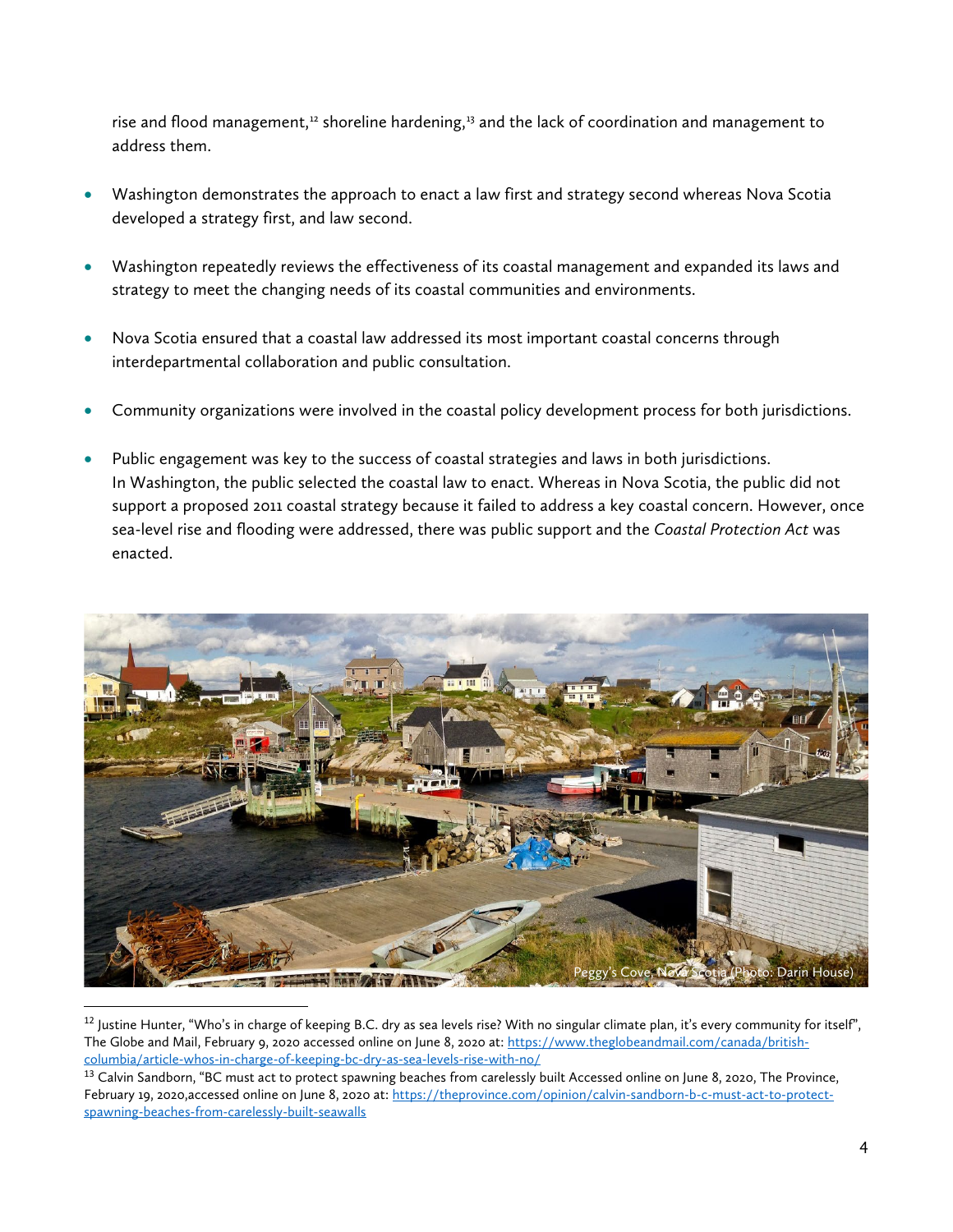rise and flood management,[12] shoreline hardening,[13] and the lack of coordination and management to address them.

- Washington demonstrates the approach to enact a law first and strategy second whereas Nova Scotia developed a strategy first, and law second.

- Washington repeatedly reviews the effectiveness of its coastal management and expanded its laws and strategy to meet the changing needs of its coastal communities and environments.

- Nova Scotia ensured that a coastal law addressed its most important coastal concerns through interdepartmental collaboration and public consultation.

- Community organizations were involved in the coastal policy development process for both jurisdictions.

- Public engagement was key to the success of coastal strategies and laws in both jurisdictions. In Washington, the public selected the coastal law to enact. Whereas in Nova Scotia, the public did not support a proposed 2011 coastal strategy because it failed to address a key coastal concern. However, once sea-level rise and flooding were addressed, there was public support and the *Coastal Protection Act* was enacted.

Peggy's Cove, Nova Scotia (Photo: Darin House)

---

[12] Justine Hunter, "Who's in charge of keeping B.C. dry as sea levels rise? With no singular climate plan, it's every community for itself", The Globe and Mail, February 9, 2020 accessed online on June 8, 2020 at: https://www.theglobeandmail.com/canada/british-columbia/article-whos-in-charge-of-keeping-bc-dry-as-sea-levels-rise-with-no/

[13] Calvin Sandborn, "BC must act to protect spawning beaches from carelessly built Accessed online on June 8, 2020, The Province, February 19, 2020,accessed online on June 8, 2020 at: https://theprovince.com/opinion/calvin-sandborn-b-c-must-act-to-protect-spawning-beaches-from-carelessly-built-seawalls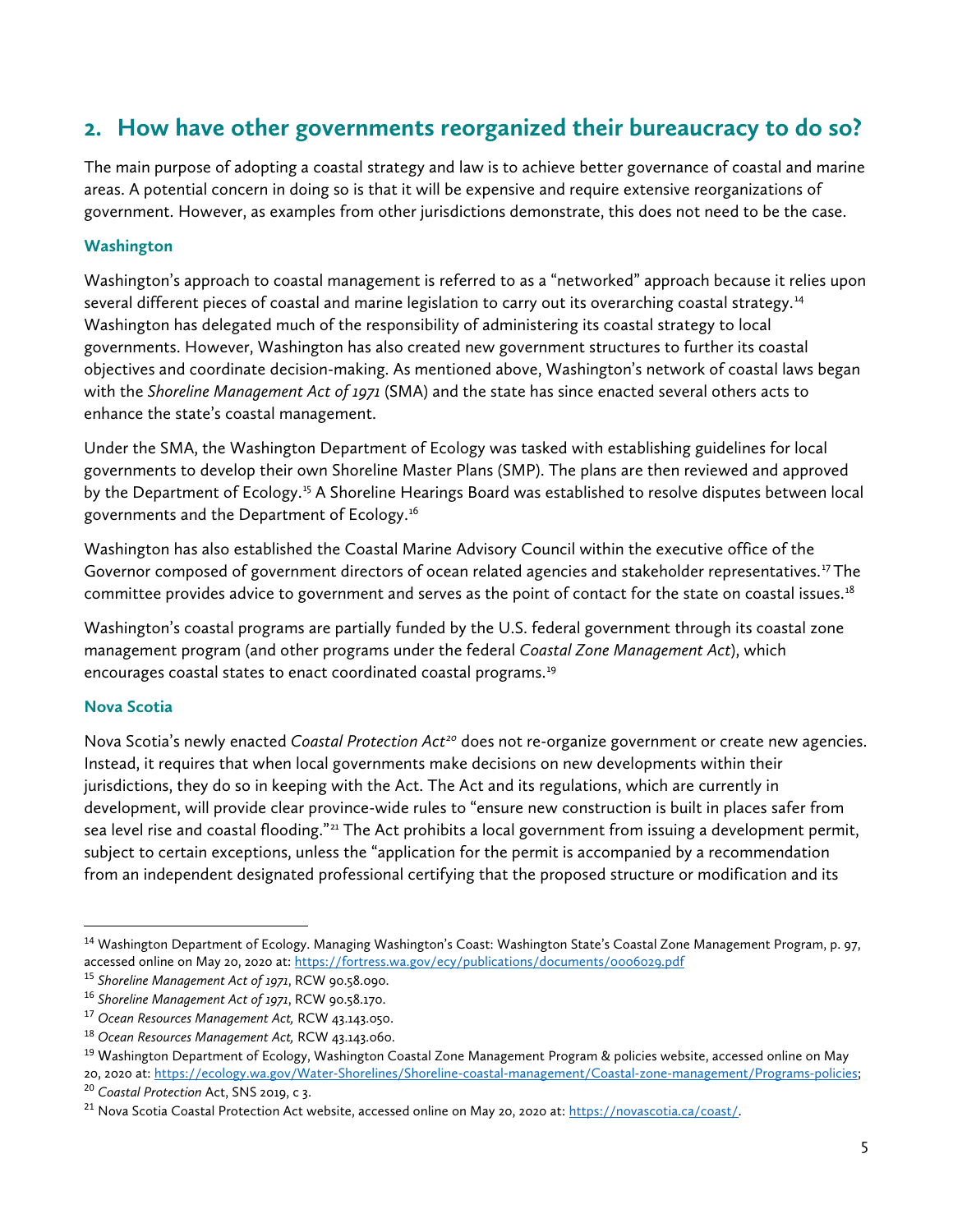## 2. How have other governments reorganized their bureaucracy to do so?

The main purpose of adopting a coastal strategy and law is to achieve better governance of coastal and marine areas. A potential concern in doing so is that it will be expensive and require extensive reorganizations of government. However, as examples from other jurisdictions demonstrate, this does not need to be the case.

### Washington

Washington's approach to coastal management is referred to as a "networked" approach because it relies upon several different pieces of coastal and marine legislation to carry out its overarching coastal strategy.[14] Washington has delegated much of the responsibility of administering its coastal strategy to local governments. However, Washington has also created new government structures to further its coastal objectives and coordinate decision-making. As mentioned above, Washington's network of coastal laws began with the *Shoreline Management Act of 1971* (SMA) and the state has since enacted several others acts to enhance the state's coastal management.

Under the SMA, the Washington Department of Ecology was tasked with establishing guidelines for local governments to develop their own Shoreline Master Plans (SMP). The plans are then reviewed and approved by the Department of Ecology.[15] A Shoreline Hearings Board was established to resolve disputes between local governments and the Department of Ecology.[16]

Washington has also established the Coastal Marine Advisory Council within the executive office of the Governor composed of government directors of ocean related agencies and stakeholder representatives.[17] The committee provides advice to government and serves as the point of contact for the state on coastal issues.[18]

Washington's coastal programs are partially funded by the U.S. federal government through its coastal zone management program (and other programs under the federal *Coastal Zone Management Act*), which encourages coastal states to enact coordinated coastal programs.[19]

### Nova Scotia

Nova Scotia's newly enacted *Coastal Protection Act*[20] does not re-organize government or create new agencies. Instead, it requires that when local governments make decisions on new developments within their jurisdictions, they do so in keeping with the Act. The Act and its regulations, which are currently in development, will provide clear province-wide rules to "ensure new construction is built in places safer from sea level rise and coastal flooding."[21] The Act prohibits a local government from issuing a development permit, subject to certain exceptions, unless the "application for the permit is accompanied by a recommendation from an independent designated professional certifying that the proposed structure or modification and its

---

[14] Washington Department of Ecology. Managing Washington's Coast: Washington State's Coastal Zone Management Program, p. 97, accessed online on May 20, 2020 at: https://fortress.wa.gov/ecy/publications/documents/0006029.pdf

[15] *Shoreline Management Act of 1971*, RCW 90.58.090.

[16] *Shoreline Management Act of 1971*, RCW 90.58.170.

[17] *Ocean Resources Management Act,* RCW 43.143.050.

[18] *Ocean Resources Management Act,* RCW 43.143.060.

[19] Washington Department of Ecology, Washington Coastal Zone Management Program & policies website, accessed online on May 20, 2020 at: https://ecology.wa.gov/Water-Shorelines/Shoreline-coastal-management/Coastal-zone-management/Programs-policies;

[20] *Coastal Protection* Act, SNS 2019, c 3.

[21] Nova Scotia Coastal Protection Act website, accessed online on May 20, 2020 at: https://novascotia.ca/coast/.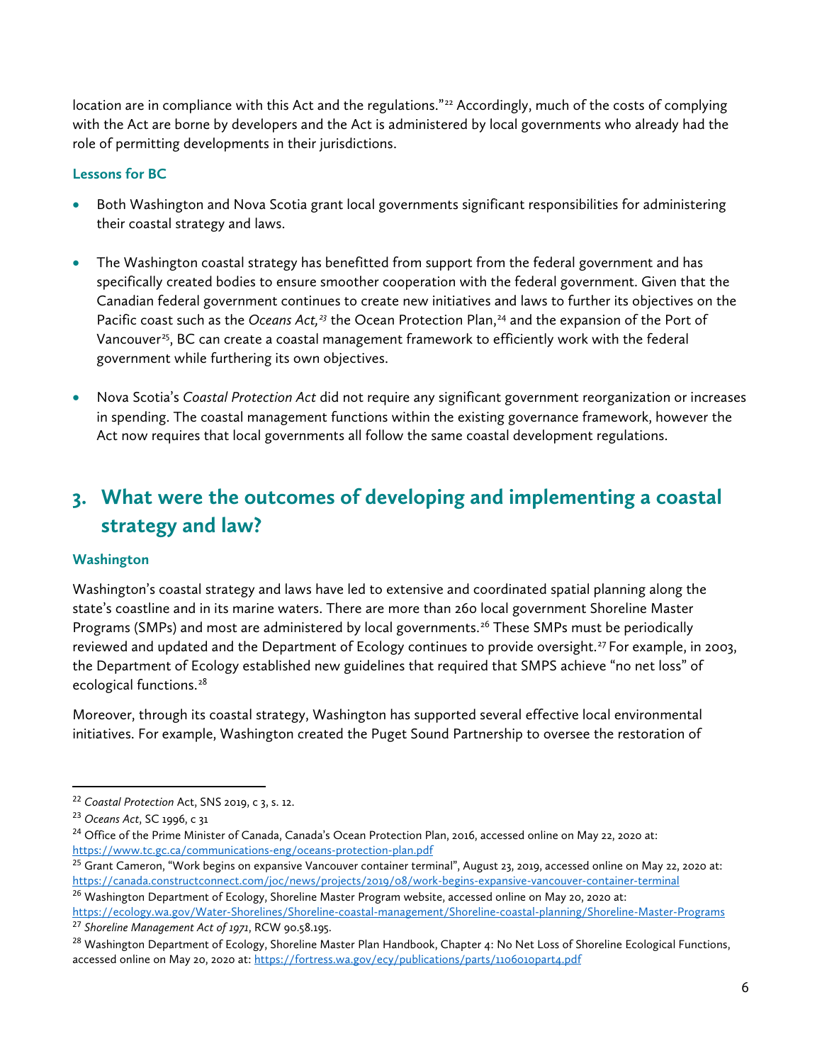location are in compliance with this Act and the regulations."[22] Accordingly, much of the costs of complying with the Act are borne by developers and the Act is administered by local governments who already had the role of permitting developments in their jurisdictions.

### Lessons for BC

- Both Washington and Nova Scotia grant local governments significant responsibilities for administering their coastal strategy and laws.
- The Washington coastal strategy has benefitted from support from the federal government and has specifically created bodies to ensure smoother cooperation with the federal government. Given that the Canadian federal government continues to create new initiatives and laws to further its objectives on the Pacific coast such as the *Oceans Act,*[23] the Ocean Protection Plan,[24] and the expansion of the Port of Vancouver[25], BC can create a coastal management framework to efficiently work with the federal government while furthering its own objectives.
- Nova Scotia's *Coastal Protection Act* did not require any significant government reorganization or increases in spending. The coastal management functions within the existing governance framework, however the Act now requires that local governments all follow the same coastal development regulations.

## 3. What were the outcomes of developing and implementing a coastal strategy and law?

### Washington

Washington's coastal strategy and laws have led to extensive and coordinated spatial planning along the state's coastline and in its marine waters. There are more than 260 local government Shoreline Master Programs (SMPs) and most are administered by local governments.[26] These SMPs must be periodically reviewed and updated and the Department of Ecology continues to provide oversight.[27] For example, in 2003, the Department of Ecology established new guidelines that required that SMPS achieve "no net loss" of ecological functions.[28]

Moreover, through its coastal strategy, Washington has supported several effective local environmental initiatives. For example, Washington created the Puget Sound Partnership to oversee the restoration of

---

[22] *Coastal Protection* Act, SNS 2019, c 3, s. 12.

[23] *Oceans Act*, SC 1996, c 31

[24] Office of the Prime Minister of Canada, Canada's Ocean Protection Plan, 2016, accessed online on May 22, 2020 at: https://www.tc.gc.ca/communications-eng/oceans-protection-plan.pdf

[25] Grant Cameron, "Work begins on expansive Vancouver container terminal", August 23, 2019, accessed online on May 22, 2020 at: https://canada.constructconnect.com/joc/news/projects/2019/08/work-begins-expansive-vancouver-container-terminal

[26] Washington Department of Ecology, Shoreline Master Program website, accessed online on May 20, 2020 at: https://ecology.wa.gov/Water-Shorelines/Shoreline-coastal-management/Shoreline-coastal-planning/Shoreline-Master-Programs

[27] *Shoreline Management Act of 1971*, RCW 90.58.195.

[28] Washington Department of Ecology, Shoreline Master Plan Handbook, Chapter 4: No Net Loss of Shoreline Ecological Functions, accessed online on May 20, 2020 at: https://fortress.wa.gov/ecy/publications/parts/1106010part4.pdf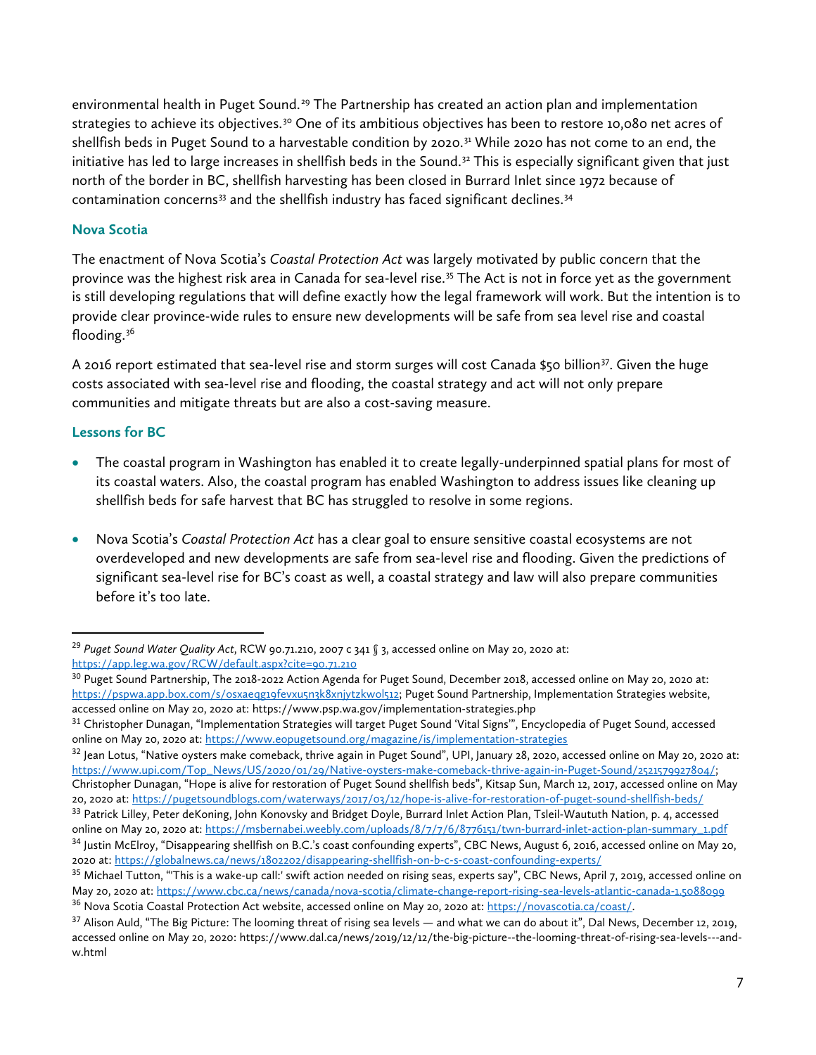environmental health in Puget Sound.[29] The Partnership has created an action plan and implementation strategies to achieve its objectives.[30] One of its ambitious objectives has been to restore 10,080 net acres of shellfish beds in Puget Sound to a harvestable condition by 2020.[31] While 2020 has not come to an end, the initiative has led to large increases in shellfish beds in the Sound.[32] This is especially significant given that just north of the border in BC, shellfish harvesting has been closed in Burrard Inlet since 1972 because of contamination concerns[33] and the shellfish industry has faced significant declines.[34]

### Nova Scotia

The enactment of Nova Scotia's *Coastal Protection Act* was largely motivated by public concern that the province was the highest risk area in Canada for sea-level rise.[35] The Act is not in force yet as the government is still developing regulations that will define exactly how the legal framework will work. But the intention is to provide clear province-wide rules to ensure new developments will be safe from sea level rise and coastal flooding.[36]

A 2016 report estimated that sea-level rise and storm surges will cost Canada $50 billion[37]. Given the huge costs associated with sea-level rise and flooding, the coastal strategy and act will not only prepare communities and mitigate threats but are also a cost-saving measure.

### Lessons for BC

- The coastal program in Washington has enabled it to create legally-underpinned spatial plans for most of its coastal waters. Also, the coastal program has enabled Washington to address issues like cleaning up shellfish beds for safe harvest that BC has struggled to resolve in some regions.

- Nova Scotia's *Coastal Protection Act* has a clear goal to ensure sensitive coastal ecosystems are not overdeveloped and new developments are safe from sea-level rise and flooding. Given the predictions of significant sea-level rise for BC's coast as well, a coastal strategy and law will also prepare communities before it's too late.

---

[29] *Puget Sound Water Quality Act*, RCW 90.71.210, 2007 c 341 § 3, accessed online on May 20, 2020 at: https://app.leg.wa.gov/RCW/default.aspx?cite=90.71.210

[30] Puget Sound Partnership, The 2018-2022 Action Agenda for Puget Sound, December 2018, accessed online on May 20, 2020 at: https://pspwa.app.box.com/s/osxaeqg19fevxu5n3k8xnjytzkwol512; Puget Sound Partnership, Implementation Strategies website, accessed online on May 20, 2020 at: https://www.psp.wa.gov/implementation-strategies.php

[31] Christopher Dunagan, "Implementation Strategies will target Puget Sound 'Vital Signs'", Encyclopedia of Puget Sound, accessed online on May 20, 2020 at: https://www.eopugetsound.org/magazine/is/implementation-strategies

[32] Jean Lotus, "Native oysters make comeback, thrive again in Puget Sound", UPI, January 28, 2020, accessed online on May 20, 2020 at: https://www.upi.com/Top_News/US/2020/01/29/Native-oysters-make-comeback-thrive-again-in-Puget-Sound/2521579927804/; Christopher Dunagan, "Hope is alive for restoration of Puget Sound shellfish beds", Kitsap Sun, March 12, 2017, accessed online on May 20, 2020 at: https://pugetsoundblogs.com/waterways/2017/03/12/hope-is-alive-for-restoration-of-puget-sound-shellfish-beds/

[33] Patrick Lilley, Peter deKoning, John Konovsky and Bridget Doyle, Burrard Inlet Action Plan, Tsleil-Waututh Nation, p. 4, accessed online on May 20, 2020 at: https://msbernabei.weebly.com/uploads/8/7/7/6/8776151/twn-burrard-inlet-action-plan-summary_1.pdf

[34] Justin McElroy, "Disappearing shellfish on B.C.'s coast confounding experts", CBC News, August 6, 2016, accessed online on May 20, 2020 at: https://globalnews.ca/news/1802202/disappearing-shellfish-on-b-c-s-coast-confounding-experts/

[35] Michael Tutton, "'This is a wake-up call:' swift action needed on rising seas, experts say", CBC News, April 7, 2019, accessed online on May 20, 2020 at: https://www.cbc.ca/news/canada/nova-scotia/climate-change-report-rising-sea-levels-atlantic-canada-1.5088099

[36] Nova Scotia Coastal Protection Act website, accessed online on May 20, 2020 at: https://novascotia.ca/coast/.

[37] Alison Auld, "The Big Picture: The looming threat of rising sea levels — and what we can do about it", Dal News, December 12, 2019, accessed online on May 20, 2020: https://www.dal.ca/news/2019/12/12/the-big-picture--the-looming-threat-of-rising-sea-levels---and-w.html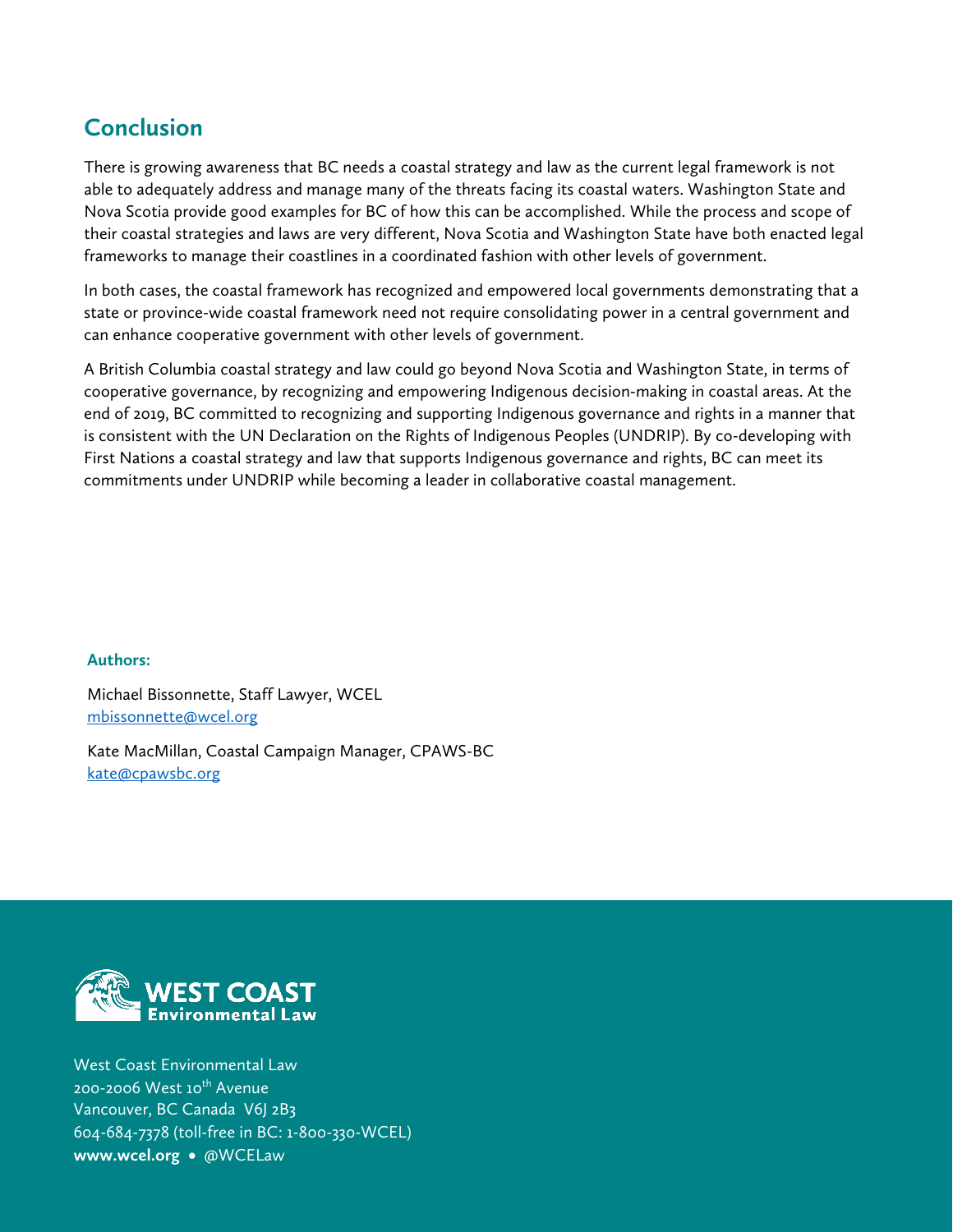## Conclusion

There is growing awareness that BC needs a coastal strategy and law as the current legal framework is not able to adequately address and manage many of the threats facing its coastal waters. Washington State and Nova Scotia provide good examples for BC of how this can be accomplished. While the process and scope of their coastal strategies and laws are very different, Nova Scotia and Washington State have both enacted legal frameworks to manage their coastlines in a coordinated fashion with other levels of government.

In both cases, the coastal framework has recognized and empowered local governments demonstrating that a state or province-wide coastal framework need not require consolidating power in a central government and can enhance cooperative government with other levels of government.

A British Columbia coastal strategy and law could go beyond Nova Scotia and Washington State, in terms of cooperative governance, by recognizing and empowering Indigenous decision-making in coastal areas. At the end of 2019, BC committed to recognizing and supporting Indigenous governance and rights in a manner that is consistent with the UN Declaration on the Rights of Indigenous Peoples (UNDRIP). By co-developing with First Nations a coastal strategy and law that supports Indigenous governance and rights, BC can meet its commitments under UNDRIP while becoming a leader in collaborative coastal management.

**Authors:**

Michael Bissonnette, Staff Lawyer, WCEL
mbissonnette@wcel.org

Kate MacMillan, Coastal Campaign Manager, CPAWS-BC
kate@cpawsbc.org

**WEST COAST Environmental Law**

West Coast Environmental Law
200-2006 West 10th Avenue
Vancouver, BC Canada V6J 2B3
604-684-7378 (toll-free in BC: 1-800-330-WCEL)
**www.wcel.org** • @WCELaw